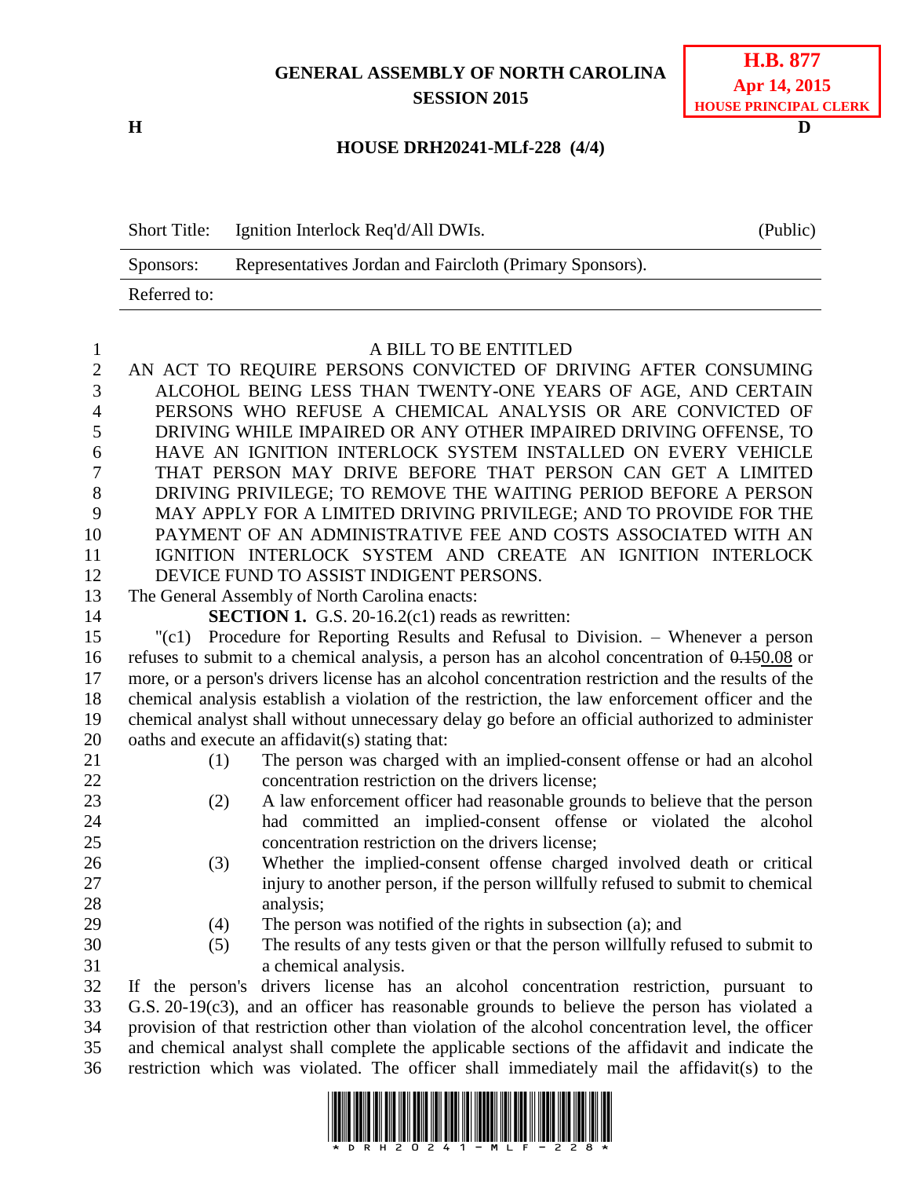**GENERAL ASSEMBLY OF NORTH CAROLINA**
**SESSION 2015**

**H.B. 877**
**Apr 14, 2015**
**HOUSE PRINCIPAL CLERK**

**H** **D**

**HOUSE DRH20241-MLf-228 (4/4)**

| Short Title: | Ignition Interlock Req'd/All DWIs. | (Public) |
|---|---|---|
| Sponsors: | Representatives Jordan and Faircloth (Primary Sponsors). | |
| Referred to: | | |

A BILL TO BE ENTITLED

AN ACT TO REQUIRE PERSONS CONVICTED OF DRIVING AFTER CONSUMING ALCOHOL BEING LESS THAN TWENTY-ONE YEARS OF AGE, AND CERTAIN PERSONS WHO REFUSE A CHEMICAL ANALYSIS OR ARE CONVICTED OF DRIVING WHILE IMPAIRED OR ANY OTHER IMPAIRED DRIVING OFFENSE, TO HAVE AN IGNITION INTERLOCK SYSTEM INSTALLED ON EVERY VEHICLE THAT PERSON MAY DRIVE BEFORE THAT PERSON CAN GET A LIMITED DRIVING PRIVILEGE; TO REMOVE THE WAITING PERIOD BEFORE A PERSON MAY APPLY FOR A LIMITED DRIVING PRIVILEGE; AND TO PROVIDE FOR THE PAYMENT OF AN ADMINISTRATIVE FEE AND COSTS ASSOCIATED WITH AN IGNITION INTERLOCK SYSTEM AND CREATE AN IGNITION INTERLOCK DEVICE FUND TO ASSIST INDIGENT PERSONS.

The General Assembly of North Carolina enacts:

**SECTION 1.** G.S. 20-16.2(c1) reads as rewritten:

"(c1) Procedure for Reporting Results and Refusal to Division. – Whenever a person refuses to submit to a chemical analysis, a person has an alcohol concentration of ~~0.15~~0.08 or more, or a person's drivers license has an alcohol concentration restriction and the results of the chemical analysis establish a violation of the restriction, the law enforcement officer and the chemical analyst shall without unnecessary delay go before an official authorized to administer oaths and execute an affidavit(s) stating that:

(1) The person was charged with an implied-consent offense or had an alcohol concentration restriction on the drivers license;

(2) A law enforcement officer had reasonable grounds to believe that the person had committed an implied-consent offense or violated the alcohol concentration restriction on the drivers license;

(3) Whether the implied-consent offense charged involved death or critical injury to another person, if the person willfully refused to submit to chemical analysis;

(4) The person was notified of the rights in subsection (a); and

(5) The results of any tests given or that the person willfully refused to submit to a chemical analysis.

If the person's drivers license has an alcohol concentration restriction, pursuant to G.S. 20-19(c3), and an officer has reasonable grounds to believe the person has violated a provision of that restriction other than violation of the alcohol concentration level, the officer and chemical analyst shall complete the applicable sections of the affidavit and indicate the restriction which was violated. The officer shall immediately mail the affidavit(s) to the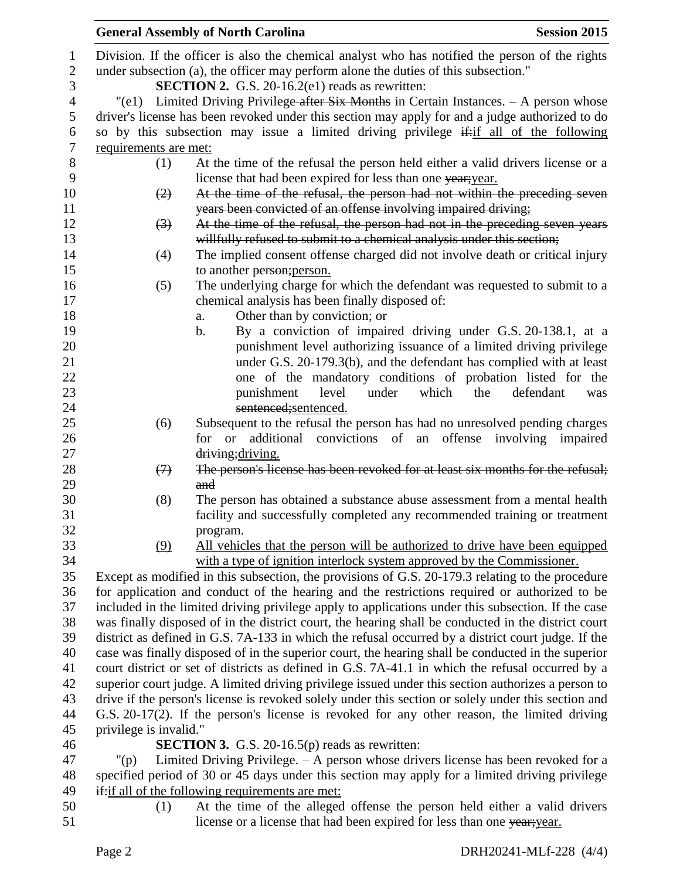Division. If the officer is also the chemical analyst who has notified the person of the rights under subsection (a), the officer may perform alone the duties of this subsection."

**SECTION 2.** G.S. 20-16.2(e1) reads as rewritten:

"(e1) Limited Driving Privilege ~~after Six Months~~ in Certain Instances. – A person whose driver's license has been revoked under this section may apply for and a judge authorized to do so by this subsection may issue a limited driving privilege ~~if:~~if all of the following requirements are met:

(1) At the time of the refusal the person held either a valid drivers license or a license that had been expired for less than one ~~year;~~year.

~~(2) At the time of the refusal, the person had not within the preceding seven years been convicted of an offense involving impaired driving;~~

~~(3) At the time of the refusal, the person had not in the preceding seven years willfully refused to submit to a chemical analysis under this section;~~

(4) The implied consent offense charged did not involve death or critical injury to another ~~person;~~person.

(5) The underlying charge for which the defendant was requested to submit to a chemical analysis has been finally disposed of:

a. Other than by conviction; or

b. By a conviction of impaired driving under G.S. 20-138.1, at a punishment level authorizing issuance of a limited driving privilege under G.S. 20-179.3(b), and the defendant has complied with at least one of the mandatory conditions of probation listed for the punishment level under which the defendant was ~~sentenced;~~sentenced.

(6) Subsequent to the refusal the person has had no unresolved pending charges for or additional convictions of an offense involving impaired ~~driving;~~driving.

~~(7) The person's license has been revoked for at least six months for the refusal; and~~

(8) The person has obtained a substance abuse assessment from a mental health facility and successfully completed any recommended training or treatment program.

(9) All vehicles that the person will be authorized to drive have been equipped with a type of ignition interlock system approved by the Commissioner.

Except as modified in this subsection, the provisions of G.S. 20-179.3 relating to the procedure for application and conduct of the hearing and the restrictions required or authorized to be included in the limited driving privilege apply to applications under this subsection. If the case was finally disposed of in the district court, the hearing shall be conducted in the district court district as defined in G.S. 7A-133 in which the refusal occurred by a district court judge. If the case was finally disposed of in the superior court, the hearing shall be conducted in the superior court district or set of districts as defined in G.S. 7A-41.1 in which the refusal occurred by a superior court judge. A limited driving privilege issued under this section authorizes a person to drive if the person's license is revoked solely under this section or solely under this section and G.S. 20-17(2). If the person's license is revoked for any other reason, the limited driving privilege is invalid."

**SECTION 3.** G.S. 20-16.5(p) reads as rewritten:

"(p) Limited Driving Privilege. – A person whose drivers license has been revoked for a specified period of 30 or 45 days under this section may apply for a limited driving privilege ~~if:~~if all of the following requirements are met:

(1) At the time of the alleged offense the person held either a valid drivers license or a license that had been expired for less than one ~~year;~~year.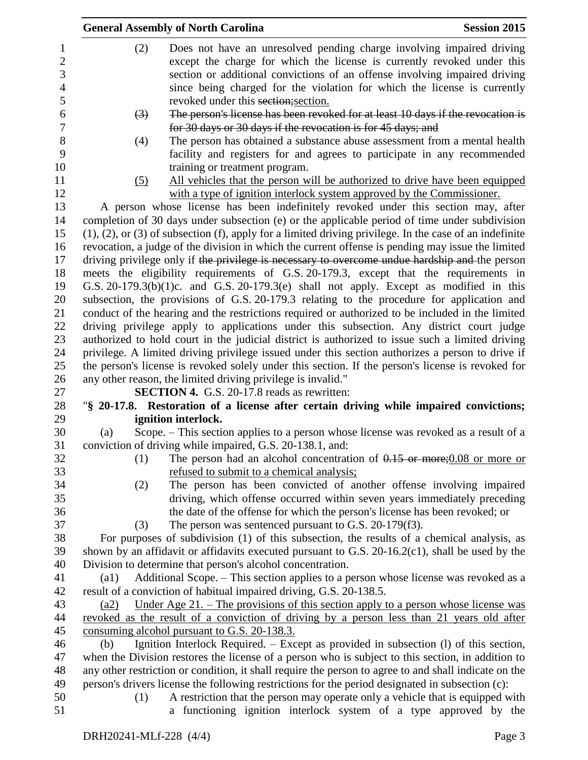(2) Does not have an unresolved pending charge involving impaired driving except the charge for which the license is currently revoked under this section or additional convictions of an offense involving impaired driving since being charged for the violation for which the license is currently revoked under this ~~section;~~section.

~~(3) The person's license has been revoked for at least 10 days if the revocation is for 30 days or 30 days if the revocation is for 45 days; and~~

(4) The person has obtained a substance abuse assessment from a mental health facility and registers for and agrees to participate in any recommended training or treatment program.

(5) All vehicles that the person will be authorized to drive have been equipped with a type of ignition interlock system approved by the Commissioner.

A person whose license has been indefinitely revoked under this section may, after completion of 30 days under subsection (e) or the applicable period of time under subdivision (1), (2), or (3) of subsection (f), apply for a limited driving privilege. In the case of an indefinite revocation, a judge of the division in which the current offense is pending may issue the limited driving privilege only if ~~the privilege is necessary to overcome undue hardship and~~ the person meets the eligibility requirements of G.S. 20-179.3, except that the requirements in G.S. 20-179.3(b)(1)c. and G.S. 20-179.3(e) shall not apply. Except as modified in this subsection, the provisions of G.S. 20-179.3 relating to the procedure for application and conduct of the hearing and the restrictions required or authorized to be included in the limited driving privilege apply to applications under this subsection. Any district court judge authorized to hold court in the judicial district is authorized to issue such a limited driving privilege. A limited driving privilege issued under this section authorizes a person to drive if the person's license is revoked solely under this section. If the person's license is revoked for any other reason, the limited driving privilege is invalid."

**SECTION 4.** G.S. 20-17.8 reads as rewritten:

"**§ 20-17.8. Restoration of a license after certain driving while impaired convictions; ignition interlock.**

(a) Scope. – This section applies to a person whose license was revoked as a result of a conviction of driving while impaired, G.S. 20-138.1, and:

(1) The person had an alcohol concentration of ~~0.15 or more;~~0.08 or more or refused to submit to a chemical analysis;

(2) The person has been convicted of another offense involving impaired driving, which offense occurred within seven years immediately preceding the date of the offense for which the person's license has been revoked; or

(3) The person was sentenced pursuant to G.S. 20-179(f3).

For purposes of subdivision (1) of this subsection, the results of a chemical analysis, as shown by an affidavit or affidavits executed pursuant to G.S. 20-16.2(c1), shall be used by the Division to determine that person's alcohol concentration.

(a1) Additional Scope. – This section applies to a person whose license was revoked as a result of a conviction of habitual impaired driving, G.S. 20-138.5.

(a2) Under Age 21. – The provisions of this section apply to a person whose license was revoked as the result of a conviction of driving by a person less than 21 years old after consuming alcohol pursuant to G.S. 20-138.3.

(b) Ignition Interlock Required. – Except as provided in subsection (l) of this section, when the Division restores the license of a person who is subject to this section, in addition to any other restriction or condition, it shall require the person to agree to and shall indicate on the person's drivers license the following restrictions for the period designated in subsection (c):

(1) A restriction that the person may operate only a vehicle that is equipped with a functioning ignition interlock system of a type approved by the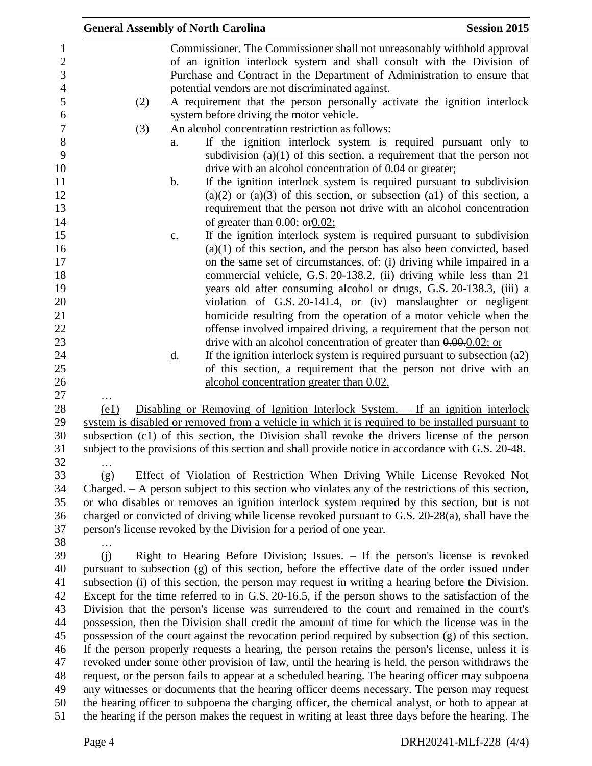Commissioner. The Commissioner shall not unreasonably withhold approval of an ignition interlock system and shall consult with the Division of Purchase and Contract in the Department of Administration to ensure that potential vendors are not discriminated against.

(2) A requirement that the person personally activate the ignition interlock system before driving the motor vehicle.

(3) An alcohol concentration restriction as follows:

a. If the ignition interlock system is required pursuant only to subdivision (a)(1) of this section, a requirement that the person not drive with an alcohol concentration of 0.04 or greater;

b. If the ignition interlock system is required pursuant to subdivision (a)(2) or (a)(3) of this section, or subsection (a1) of this section, a requirement that the person not drive with an alcohol concentration of greater than ~~0.00; or~~0.02;

c. If the ignition interlock system is required pursuant to subdivision (a)(1) of this section, and the person has also been convicted, based on the same set of circumstances, of: (i) driving while impaired in a commercial vehicle, G.S. 20-138.2, (ii) driving while less than 21 years old after consuming alcohol or drugs, G.S. 20-138.3, (iii) a violation of G.S. 20-141.4, or (iv) manslaughter or negligent homicide resulting from the operation of a motor vehicle when the offense involved impaired driving, a requirement that the person not drive with an alcohol concentration of greater than ~~0.00.~~0.02; or

d. If the ignition interlock system is required pursuant to subsection (a2) of this section, a requirement that the person not drive with an alcohol concentration greater than 0.02.

…

(e1) Disabling or Removing of Ignition Interlock System. – If an ignition interlock system is disabled or removed from a vehicle in which it is required to be installed pursuant to subsection (c1) of this section, the Division shall revoke the drivers license of the person subject to the provisions of this section and shall provide notice in accordance with G.S. 20-48.

…

(g) Effect of Violation of Restriction When Driving While License Revoked Not Charged. – A person subject to this section who violates any of the restrictions of this section, or who disables or removes an ignition interlock system required by this section, but is not charged or convicted of driving while license revoked pursuant to G.S. 20-28(a), shall have the person's license revoked by the Division for a period of one year.

…

(j) Right to Hearing Before Division; Issues. – If the person's license is revoked pursuant to subsection (g) of this section, before the effective date of the order issued under subsection (i) of this section, the person may request in writing a hearing before the Division. Except for the time referred to in G.S. 20-16.5, if the person shows to the satisfaction of the Division that the person's license was surrendered to the court and remained in the court's possession, then the Division shall credit the amount of time for which the license was in the possession of the court against the revocation period required by subsection (g) of this section. If the person properly requests a hearing, the person retains the person's license, unless it is revoked under some other provision of law, until the hearing is held, the person withdraws the request, or the person fails to appear at a scheduled hearing. The hearing officer may subpoena any witnesses or documents that the hearing officer deems necessary. The person may request the hearing officer to subpoena the charging officer, the chemical analyst, or both to appear at the hearing if the person makes the request in writing at least three days before the hearing. The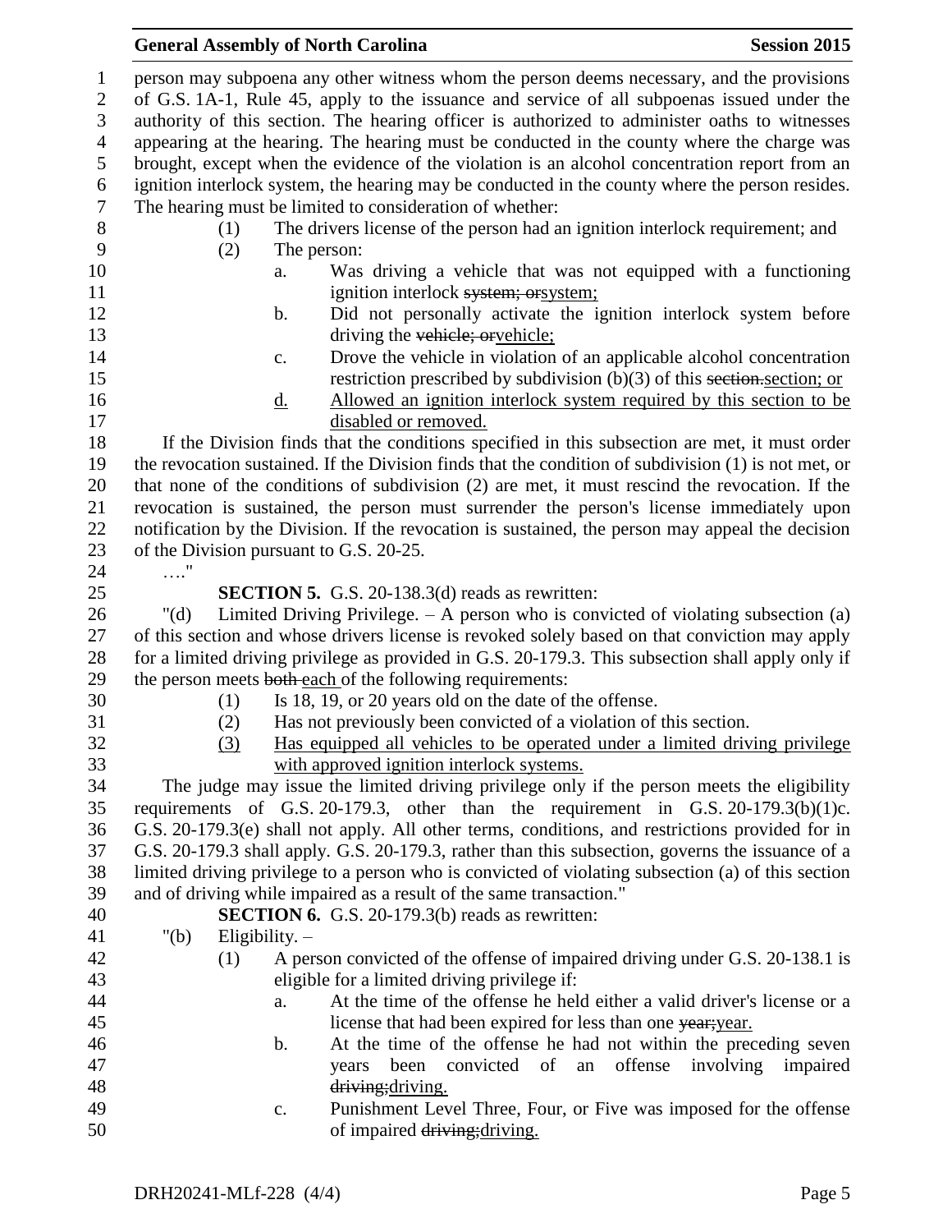person may subpoena any other witness whom the person deems necessary, and the provisions of G.S. 1A-1, Rule 45, apply to the issuance and service of all subpoenas issued under the authority of this section. The hearing officer is authorized to administer oaths to witnesses appearing at the hearing. The hearing must be conducted in the county where the charge was brought, except when the evidence of the violation is an alcohol concentration report from an ignition interlock system, the hearing may be conducted in the county where the person resides. The hearing must be limited to consideration of whether:

(1) The drivers license of the person had an ignition interlock requirement; and

(2) The person:

a. Was driving a vehicle that was not equipped with a functioning ignition interlock ~~system; or~~system;

b. Did not personally activate the ignition interlock system before driving the ~~vehicle; or~~vehicle;

c. Drove the vehicle in violation of an applicable alcohol concentration restriction prescribed by subdivision (b)(3) of this ~~section.~~section; or

<u>d.</u> <u>Allowed an ignition interlock system required by this section to be disabled or removed.</u>

If the Division finds that the conditions specified in this subsection are met, it must order the revocation sustained. If the Division finds that the condition of subdivision (1) is not met, or that none of the conditions of subdivision (2) are met, it must rescind the revocation. If the revocation is sustained, the person must surrender the person's license immediately upon notification by the Division. If the revocation is sustained, the person may appeal the decision of the Division pursuant to G.S. 20-25.

…."

**SECTION 5.** G.S. 20-138.3(d) reads as rewritten:

"(d) Limited Driving Privilege. – A person who is convicted of violating subsection (a) of this section and whose drivers license is revoked solely based on that conviction may apply for a limited driving privilege as provided in G.S. 20-179.3. This subsection shall apply only if the person meets ~~both~~ <u>each</u> of the following requirements:

(1) Is 18, 19, or 20 years old on the date of the offense.

(2) Has not previously been convicted of a violation of this section.

<u>(3)</u> <u>Has equipped all vehicles to be operated under a limited driving privilege with approved ignition interlock systems.</u>

The judge may issue the limited driving privilege only if the person meets the eligibility requirements of G.S. 20-179.3, other than the requirement in G.S. 20-179.3(b)(1)c. G.S. 20-179.3(e) shall not apply. All other terms, conditions, and restrictions provided for in G.S. 20-179.3 shall apply. G.S. 20-179.3, rather than this subsection, governs the issuance of a limited driving privilege to a person who is convicted of violating subsection (a) of this section and of driving while impaired as a result of the same transaction."

**SECTION 6.** G.S. 20-179.3(b) reads as rewritten:

"(b) Eligibility. –

(1) A person convicted of the offense of impaired driving under G.S. 20-138.1 is eligible for a limited driving privilege if:

a. At the time of the offense he held either a valid driver's license or a license that had been expired for less than one ~~year;~~year.

b. At the time of the offense he had not within the preceding seven years been convicted of an offense involving impaired ~~driving;~~driving.

c. Punishment Level Three, Four, or Five was imposed for the offense of impaired ~~driving;~~driving.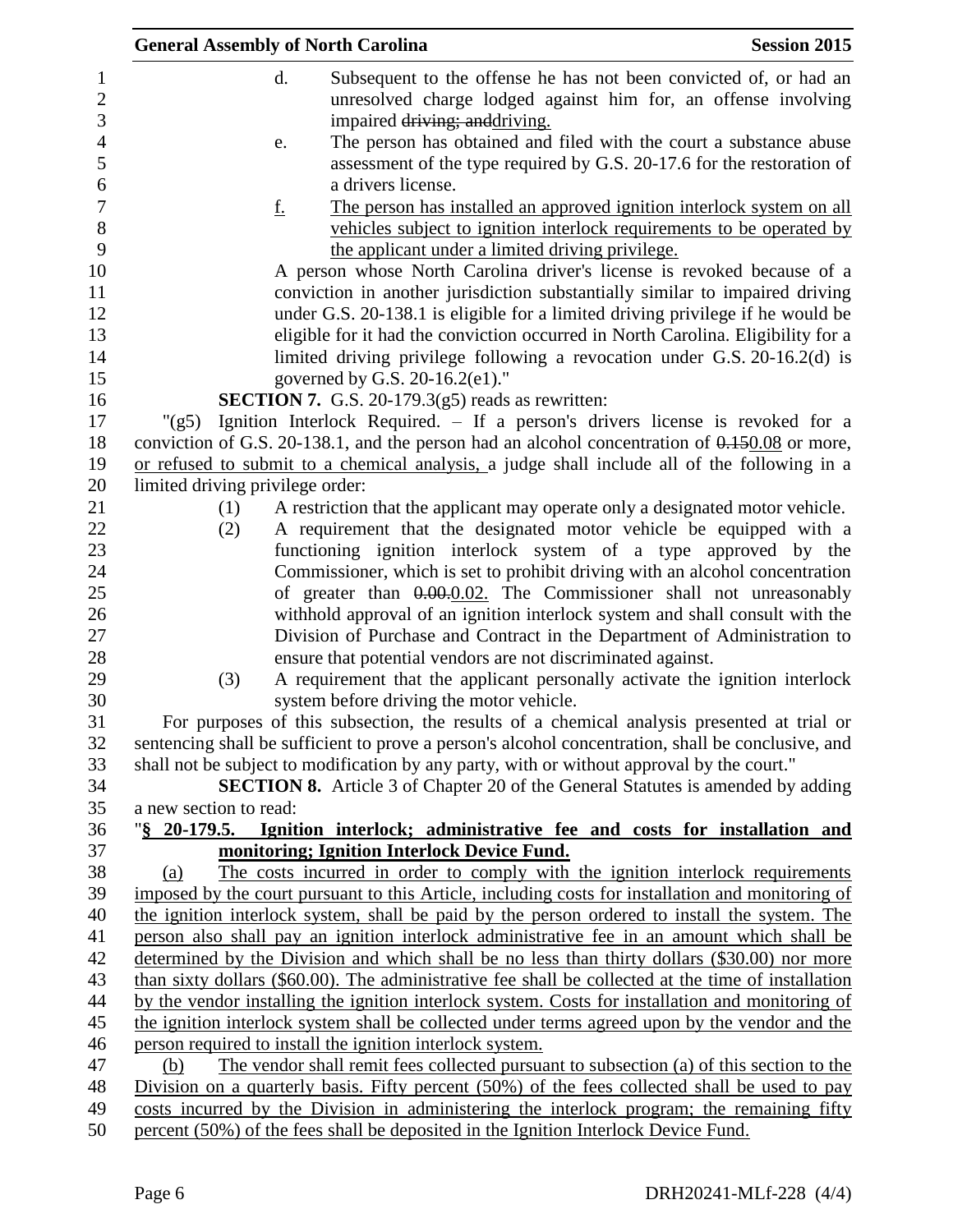d. Subsequent to the offense he has not been convicted of, or had an unresolved charge lodged against him for, an offense involving impaired ~~driving; and~~driving.

e. The person has obtained and filed with the court a substance abuse assessment of the type required by G.S. 20-17.6 for the restoration of a drivers license.

f. The person has installed an approved ignition interlock system on all vehicles subject to ignition interlock requirements to be operated by the applicant under a limited driving privilege.

A person whose North Carolina driver's license is revoked because of a conviction in another jurisdiction substantially similar to impaired driving under G.S. 20-138.1 is eligible for a limited driving privilege if he would be eligible for it had the conviction occurred in North Carolina. Eligibility for a limited driving privilege following a revocation under G.S. 20-16.2(d) is governed by G.S. 20-16.2(e1)."

**SECTION 7.** G.S. 20-179.3(g5) reads as rewritten:

"(g5) Ignition Interlock Required. – If a person's drivers license is revoked for a conviction of G.S. 20-138.1, and the person had an alcohol concentration of ~~0.15~~0.08 or more, or refused to submit to a chemical analysis, a judge shall include all of the following in a limited driving privilege order:

(1) A restriction that the applicant may operate only a designated motor vehicle.

(2) A requirement that the designated motor vehicle be equipped with a functioning ignition interlock system of a type approved by the Commissioner, which is set to prohibit driving with an alcohol concentration of greater than ~~0.00.~~0.02. The Commissioner shall not unreasonably withhold approval of an ignition interlock system and shall consult with the Division of Purchase and Contract in the Department of Administration to ensure that potential vendors are not discriminated against.

(3) A requirement that the applicant personally activate the ignition interlock system before driving the motor vehicle.

For purposes of this subsection, the results of a chemical analysis presented at trial or sentencing shall be sufficient to prove a person's alcohol concentration, shall be conclusive, and shall not be subject to modification by any party, with or without approval by the court."

**SECTION 8.** Article 3 of Chapter 20 of the General Statutes is amended by adding a new section to read:

"**§ 20-179.5. Ignition interlock; administrative fee and costs for installation and monitoring; Ignition Interlock Device Fund.**

(a) The costs incurred in order to comply with the ignition interlock requirements imposed by the court pursuant to this Article, including costs for installation and monitoring of the ignition interlock system, shall be paid by the person ordered to install the system. The person also shall pay an ignition interlock administrative fee in an amount which shall be determined by the Division and which shall be no less than thirty dollars ($30.00) nor more than sixty dollars ($60.00). The administrative fee shall be collected at the time of installation by the vendor installing the ignition interlock system. Costs for installation and monitoring of the ignition interlock system shall be collected under terms agreed upon by the vendor and the person required to install the ignition interlock system.

(b) The vendor shall remit fees collected pursuant to subsection (a) of this section to the Division on a quarterly basis. Fifty percent (50%) of the fees collected shall be used to pay costs incurred by the Division in administering the interlock program; the remaining fifty percent (50%) of the fees shall be deposited in the Ignition Interlock Device Fund.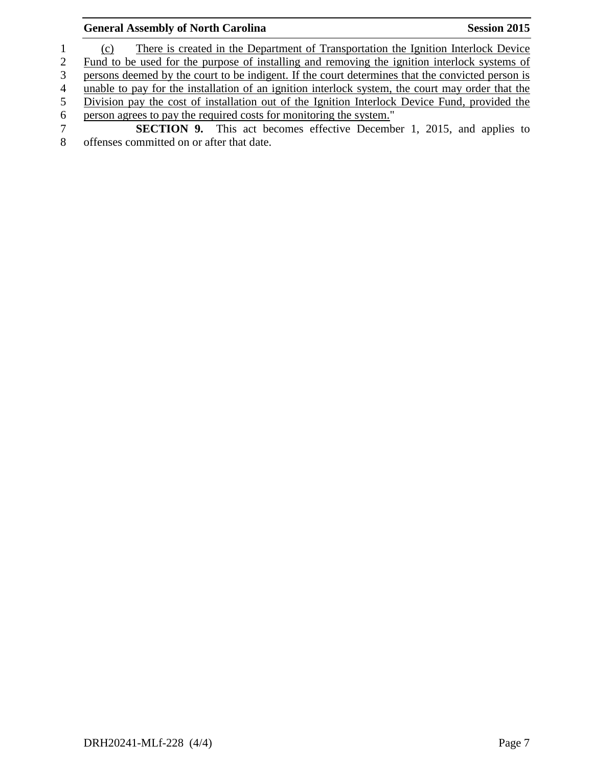(c) There is created in the Department of Transportation the Ignition Interlock Device Fund to be used for the purpose of installing and removing the ignition interlock systems of persons deemed by the court to be indigent. If the court determines that the convicted person is unable to pay for the installation of an ignition interlock system, the court may order that the Division pay the cost of installation out of the Ignition Interlock Device Fund, provided the person agrees to pay the required costs for monitoring the system."

**SECTION 9.** This act becomes effective December 1, 2015, and applies to offenses committed on or after that date.